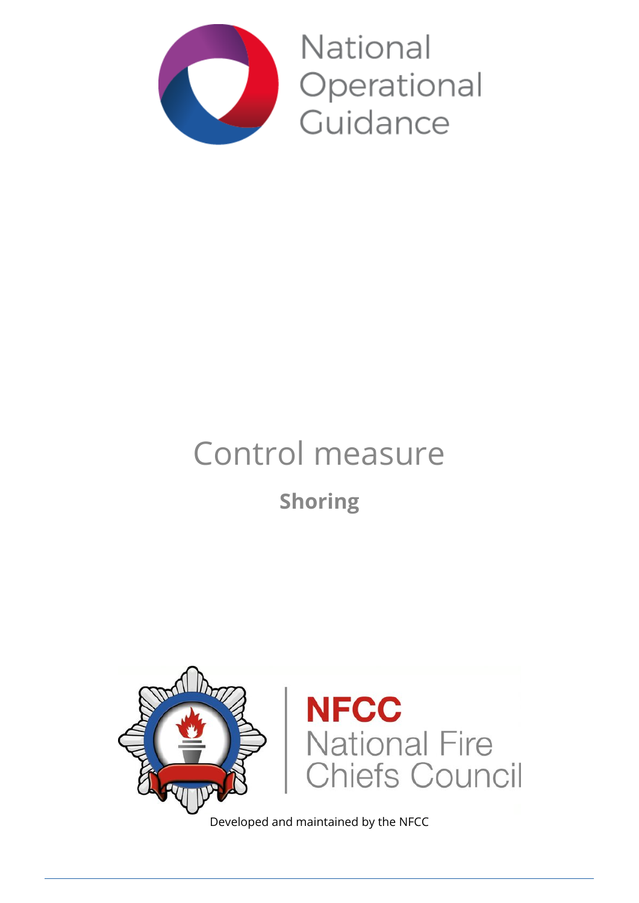National Operational Guidance

# Control measure

## Shoring

NFCC National Fire Chiefs Council

Developed and maintained by the NFCC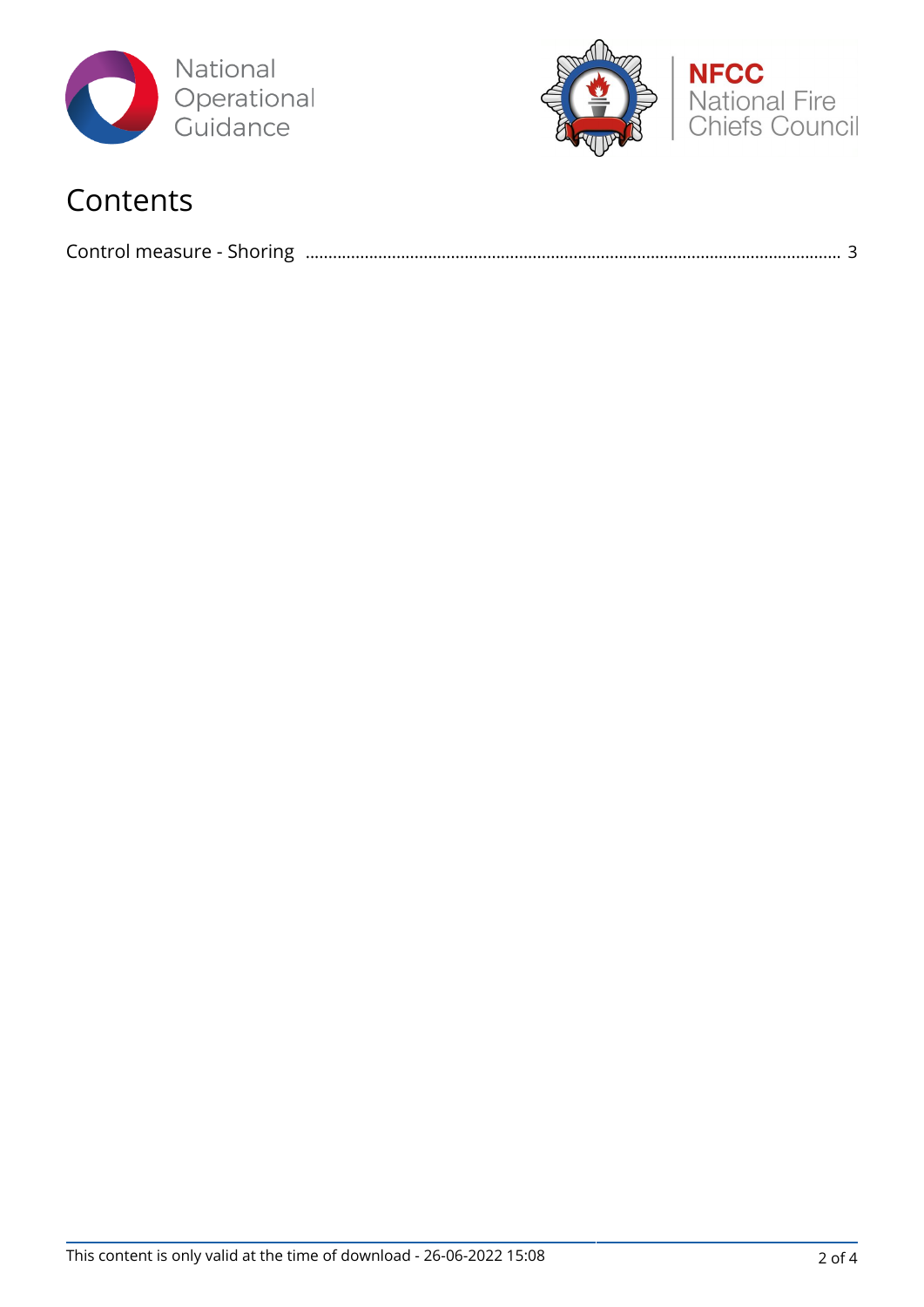# Contents

Control measure - Shoring ........................................................................................................................ 3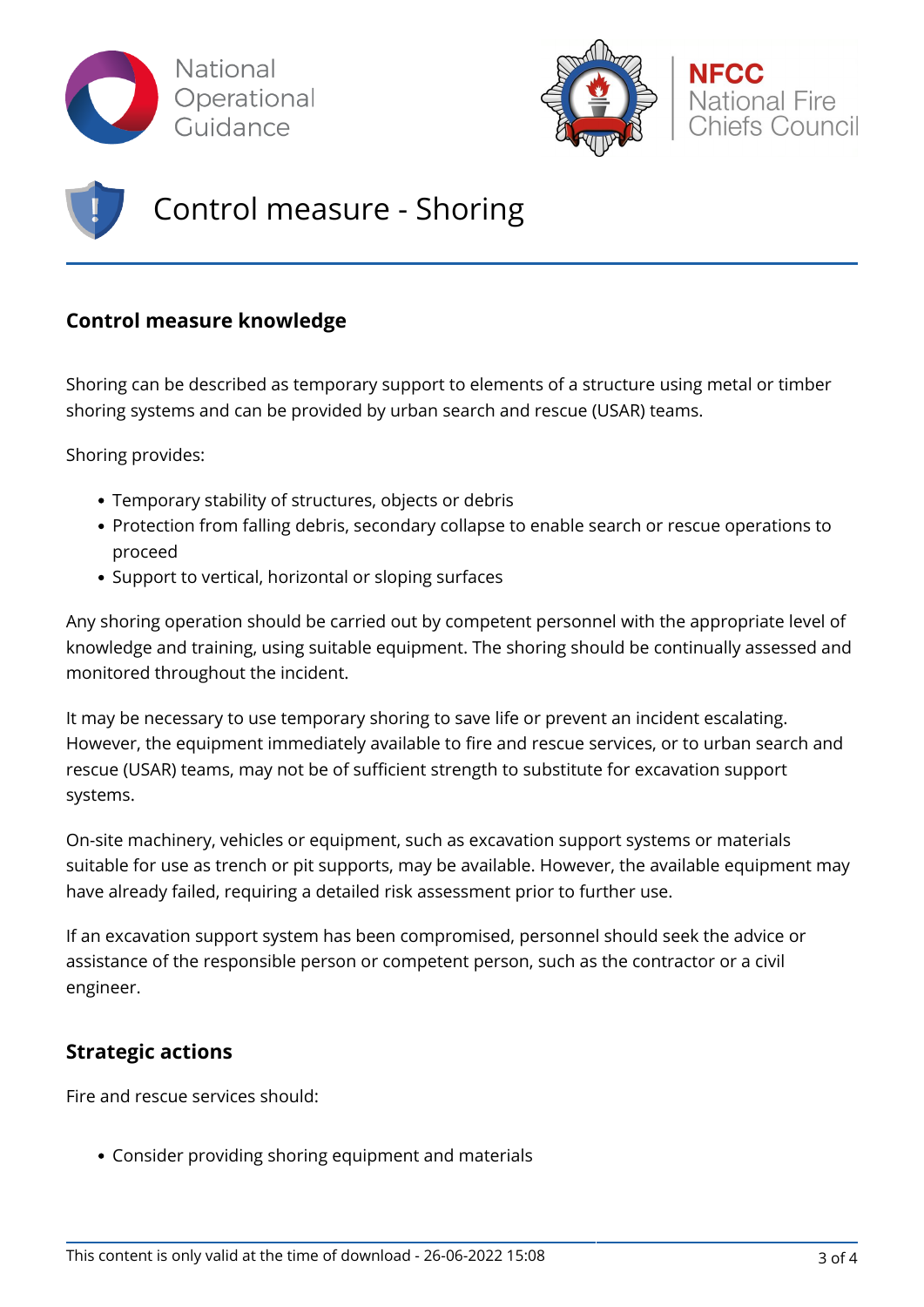# Control measure - Shoring

## Control measure knowledge

Shoring can be described as temporary support to elements of a structure using metal or timber shoring systems and can be provided by urban search and rescue (USAR) teams.

Shoring provides:

- Temporary stability of structures, objects or debris
- Protection from falling debris, secondary collapse to enable search or rescue operations to proceed
- Support to vertical, horizontal or sloping surfaces

Any shoring operation should be carried out by competent personnel with the appropriate level of knowledge and training, using suitable equipment. The shoring should be continually assessed and monitored throughout the incident.

It may be necessary to use temporary shoring to save life or prevent an incident escalating. However, the equipment immediately available to fire and rescue services, or to urban search and rescue (USAR) teams, may not be of sufficient strength to substitute for excavation support systems.

On-site machinery, vehicles or equipment, such as excavation support systems or materials suitable for use as trench or pit supports, may be available. However, the available equipment may have already failed, requiring a detailed risk assessment prior to further use.

If an excavation support system has been compromised, personnel should seek the advice or assistance of the responsible person or competent person, such as the contractor or a civil engineer.

## Strategic actions

Fire and rescue services should:

- Consider providing shoring equipment and materials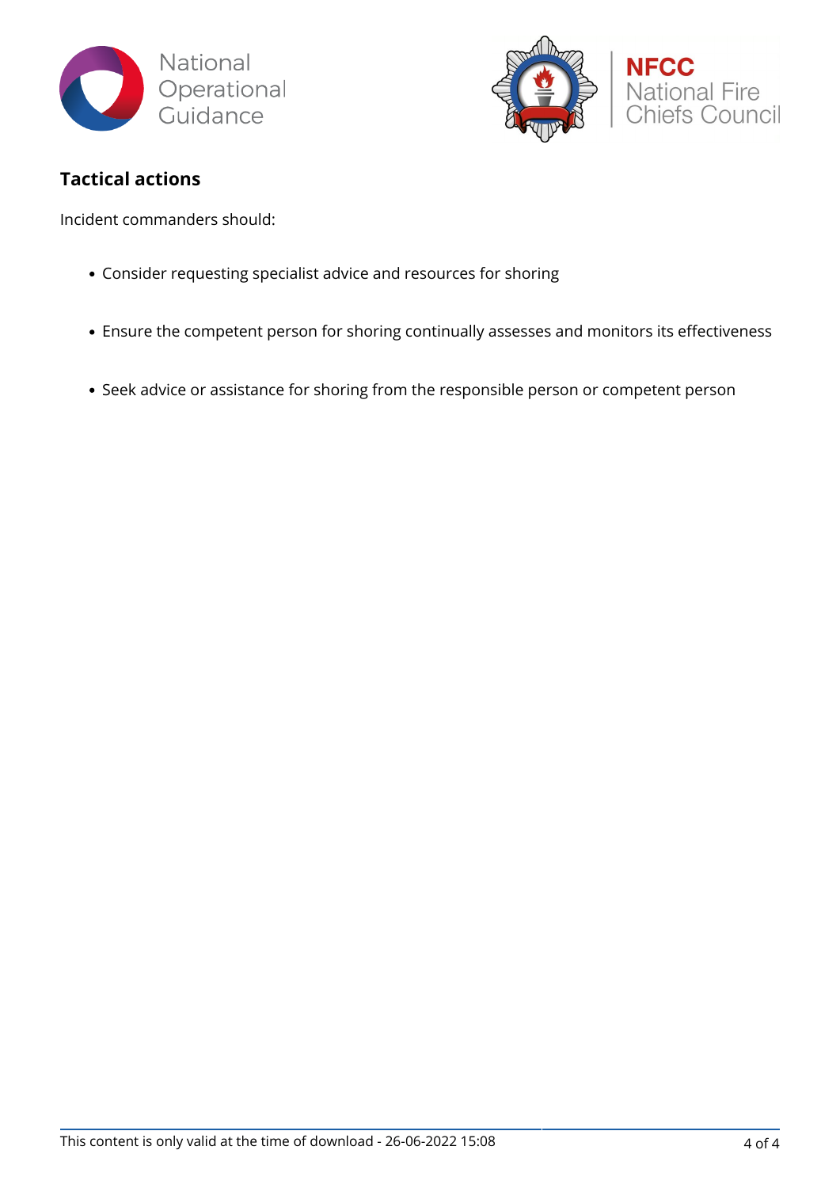## Tactical actions

Incident commanders should:

- Consider requesting specialist advice and resources for shoring
- Ensure the competent person for shoring continually assesses and monitors its effectiveness
- Seek advice or assistance for shoring from the responsible person or competent person